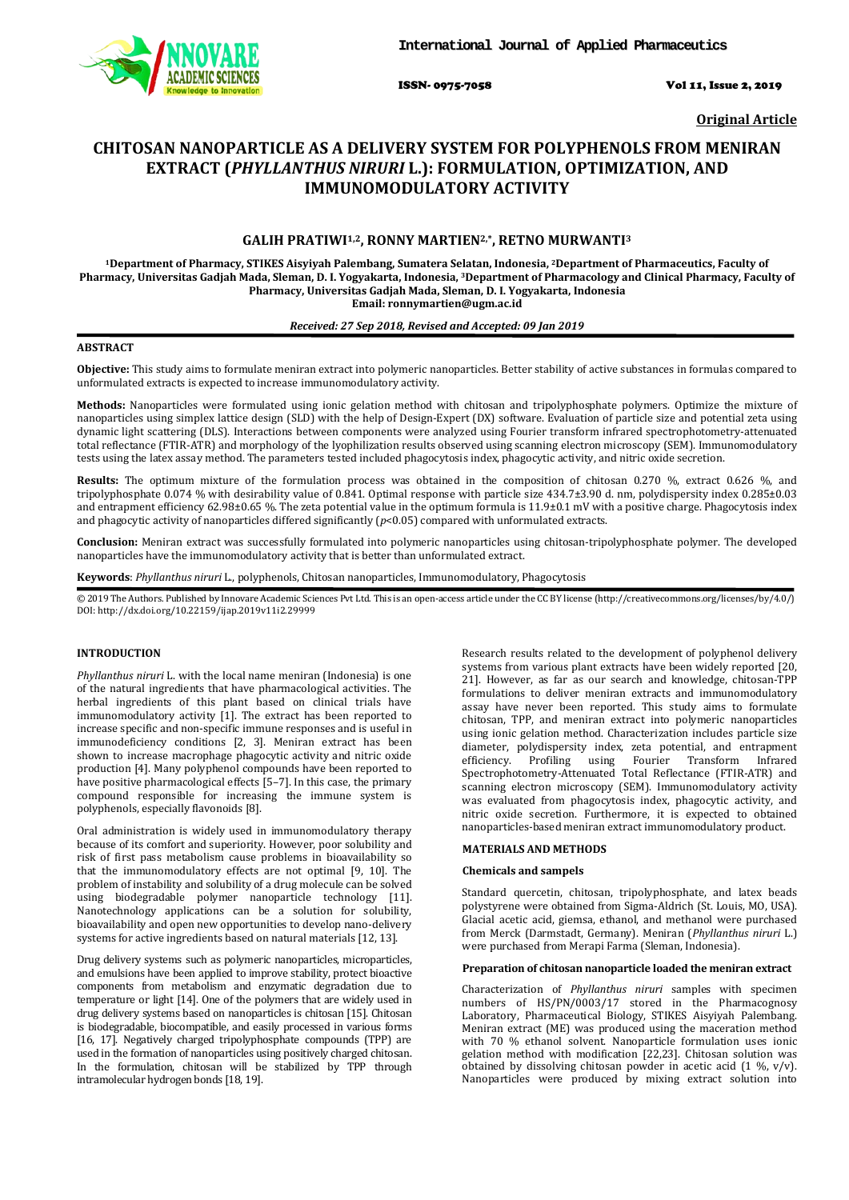**Original Article**

# CHITOSAN NANOPARTICLE AS A DELIVERY SYSTEM FOR POLYPHENOLS FROM MENIRAN EXTRACT (*PHYLLANTHUS NIRURI* L.): FORMULATION, OPTIMIZATION, AND IMMUNOMODULATORY ACTIVITY

**GALIH PRATIWI[1,2], RONNY MARTIEN[2,*], RETNO MURWANTI[3]**

[1]Department of Pharmacy, STIKES Aisyiyah Palembang, Sumatera Selatan, Indonesia, [2]Department of Pharmaceutics, Faculty of Pharmacy, Universitas Gadjah Mada, Sleman, D. I. Yogyakarta, Indonesia, [3]Department of Pharmacology and Clinical Pharmacy, Faculty of Pharmacy, Universitas Gadjah Mada, Sleman, D. I. Yogyakarta, Indonesia
Email: ronnymartien@ugm.ac.id

*Received: 27 Sep 2018, Revised and Accepted: 09 Jan 2019*

## ABSTRACT

**Objective:** This study aims to formulate meniran extract into polymeric nanoparticles. Better stability of active substances in formulas compared to unformulated extracts is expected to increase immunomodulatory activity.

**Methods:** Nanoparticles were formulated using ionic gelation method with chitosan and tripolyphosphate polymers. Optimize the mixture of nanoparticles using simplex lattice design (SLD) with the help of Design-Expert (DX) software. Evaluation of particle size and potential zeta using dynamic light scattering (DLS). Interactions between components were analyzed using Fourier transform infrared spectrophotometry-attenuated total reflectance (FTIR-ATR) and morphology of the lyophilization results observed using scanning electron microscopy (SEM). Immunomodulatory tests using the latex assay method. The parameters tested included phagocytosis index, phagocytic activity, and nitric oxide secretion.

**Results:** The optimum mixture of the formulation process was obtained in the composition of chitosan 0.270 %, extract 0.626 %, and tripolyphosphate 0.074 % with desirability value of 0.841. Optimal response with particle size 434.7±3.90 d. nm, polydispersity index 0.285±0.03 and entrapment efficiency 62.98±0.65 %. The zeta potential value in the optimum formula is 11.9±0.1 mV with a positive charge. Phagocytosis index and phagocytic activity of nanoparticles differed significantly ($p<0.05$) compared with unformulated extracts.

**Conclusion:** Meniran extract was successfully formulated into polymeric nanoparticles using chitosan-tripolyphosphate polymer. The developed nanoparticles have the immunomodulatory activity that is better than unformulated extract.

**Keywords**: *Phyllanthus niruri* L., polyphenols, Chitosan nanoparticles, Immunomodulatory, Phagocytosis

© 2019 The Authors. Published by Innovare Academic Sciences Pvt Ltd. This is an open-access article under the CC BY license (http://creativecommons.org/licenses/by/4.0/)
DOI: http://dx.doi.org/10.22159/ijap.2019v11i2.29999

## INTRODUCTION

*Phyllanthus niruri* L. with the local name meniran (Indonesia) is one of the natural ingredients that have pharmacological activities. The herbal ingredients of this plant based on clinical trials have immunomodulatory activity [1]. The extract has been reported to increase specific and non-specific immune responses and is useful in immunodeficiency conditions [2, 3]. Meniran extract has been shown to increase macrophage phagocytic activity and nitric oxide production [4]. Many polyphenol compounds have been reported to have positive pharmacological effects [5–7]. In this case, the primary compound responsible for increasing the immune system is polyphenols, especially flavonoids [8].

Oral administration is widely used in immunomodulatory therapy because of its comfort and superiority. However, poor solubility and risk of first pass metabolism cause problems in bioavailability so that the immunomodulatory effects are not optimal [9, 10]. The problem of instability and solubility of a drug molecule can be solved using biodegradable polymer nanoparticle technology [11]. Nanotechnology applications can be a solution for solubility, bioavailability and open new opportunities to develop nano-delivery systems for active ingredients based on natural materials [12, 13].

Drug delivery systems such as polymeric nanoparticles, microparticles, and emulsions have been applied to improve stability, protect bioactive components from metabolism and enzymatic degradation due to temperature or light [14]. One of the polymers that are widely used in drug delivery systems based on nanoparticles is chitosan [15]. Chitosan is biodegradable, biocompatible, and easily processed in various forms [16, 17]. Negatively charged tripolyphosphate compounds (TPP) are used in the formation of nanoparticles using positively charged chitosan. In the formulation, chitosan will be stabilized by TPP through intramolecular hydrogen bonds [18, 19].

Research results related to the development of polyphenol delivery systems from various plant extracts have been widely reported [20, 21]. However, as far as our search and knowledge, chitosan-TPP formulations to deliver meniran extracts and immunomodulatory assay have never been reported. This study aims to formulate chitosan, TPP, and meniran extract into polymeric nanoparticles using ionic gelation method. Characterization includes particle size diameter, polydispersity index, zeta potential, and entrapment efficiency. Profiling using Fourier Transform Infrared Spectrophotometry-Attenuated Total Reflectance (FTIR-ATR) and scanning electron microscopy (SEM). Immunomodulatory activity was evaluated from phagocytosis index, phagocytic activity, and nitric oxide secretion. Furthermore, it is expected to obtained nanoparticles-based meniran extract immunomodulatory product.

## MATERIALS AND METHODS

### Chemicals and sampels

Standard quercetin, chitosan, tripolyphosphate, and latex beads polystyrene were obtained from Sigma-Aldrich (St. Louis, MO, USA). Glacial acetic acid, giemsa, ethanol, and methanol were purchased from Merck (Darmstadt, Germany). Meniran (*Phyllanthus niruri* L.) were purchased from Merapi Farma (Sleman, Indonesia).

### Preparation of chitosan nanoparticle loaded the meniran extract

Characterization of *Phyllanthus niruri* samples with specimen numbers of HS/PN/0003/17 stored in the Pharmacognosy Laboratory, Pharmaceutical Biology, STIKES Aisyiyah Palembang. Meniran extract (ME) was produced using the maceration method with 70 % ethanol solvent. Nanoparticle formulation uses ionic gelation method with modification [22,23]. Chitosan solution was obtained by dissolving chitosan powder in acetic acid (1 %, v/v). Nanoparticles were produced by mixing extract solution into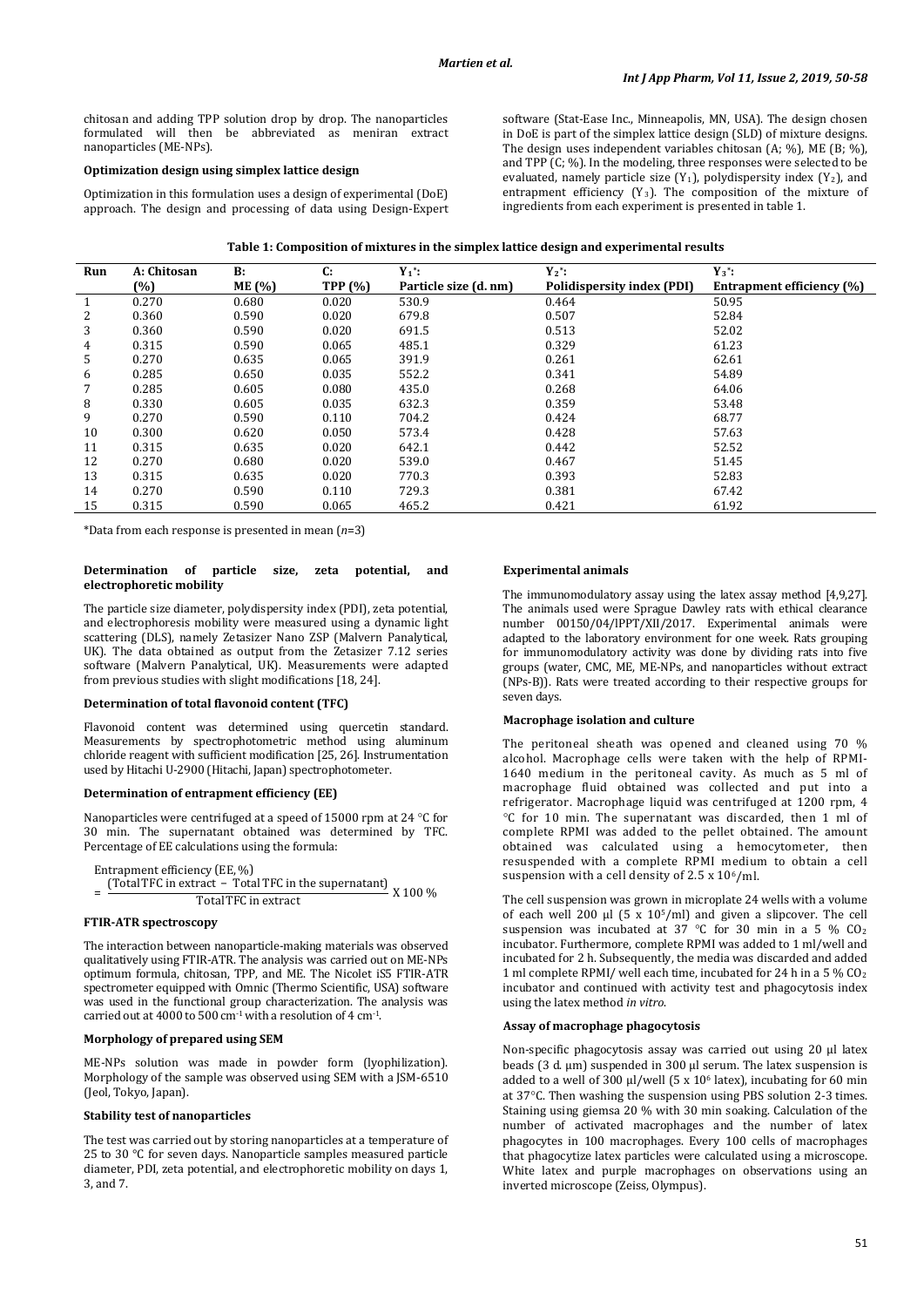chitosan and adding TPP solution drop by drop. The nanoparticles formulated will then be abbreviated as meniran extract nanoparticles (ME-NPs).

### Optimization design using simplex lattice design

Optimization in this formulation uses a design of experimental (DoE) approach. The design and processing of data using Design-Expert software (Stat-Ease Inc., Minneapolis, MN, USA). The design chosen in DoE is part of the simplex lattice design (SLD) of mixture designs. The design uses independent variables chitosan (A; %), ME (B; %), and TPP (C; %). In the modeling, three responses were selected to be evaluated, namely particle size ($Y_1$), polydispersity index ($Y_2$), and entrapment efficiency ($Y_3$). The composition of the mixture of ingredients from each experiment is presented in table 1.

**Table 1: Composition of mixtures in the simplex lattice design and experimental results**

| Run | A: Chitosan (%) | B: ME (%) | C: TPP (%) | $Y_1$*: Particle size (d. nm) | $Y_2$*: Polidispersity index (PDI) | $Y_3$*: Entrapment efficiency (%) |
|---|---|---|---|---|---|---|
| 1 | 0.270 | 0.680 | 0.020 | 530.9 | 0.464 | 50.95 |
| 2 | 0.360 | 0.590 | 0.020 | 679.8 | 0.507 | 52.84 |
| 3 | 0.360 | 0.590 | 0.020 | 691.5 | 0.513 | 52.02 |
| 4 | 0.315 | 0.590 | 0.065 | 485.1 | 0.329 | 61.23 |
| 5 | 0.270 | 0.635 | 0.065 | 391.9 | 0.261 | 62.61 |
| 6 | 0.285 | 0.650 | 0.035 | 552.2 | 0.341 | 54.89 |
| 7 | 0.285 | 0.605 | 0.080 | 435.0 | 0.268 | 64.06 |
| 8 | 0.330 | 0.605 | 0.035 | 632.3 | 0.359 | 53.48 |
| 9 | 0.270 | 0.590 | 0.110 | 704.2 | 0.424 | 68.77 |
| 10 | 0.300 | 0.620 | 0.050 | 573.4 | 0.428 | 57.63 |
| 11 | 0.315 | 0.635 | 0.020 | 642.1 | 0.442 | 52.52 |
| 12 | 0.270 | 0.680 | 0.020 | 539.0 | 0.467 | 51.45 |
| 13 | 0.315 | 0.635 | 0.020 | 770.3 | 0.393 | 52.83 |
| 14 | 0.270 | 0.590 | 0.110 | 729.3 | 0.381 | 67.42 |
| 15 | 0.315 | 0.590 | 0.065 | 465.2 | 0.421 | 61.92 |

*Data from each response is presented in mean (*n*=3)

### Determination of particle size, zeta potential, and electrophoretic mobility

The particle size diameter, polydispersity index (PDI), zeta potential, and electrophoresis mobility were measured using a dynamic light scattering (DLS), namely Zetasizer Nano ZSP (Malvern Panalytical, UK). The data obtained as output from the Zetasizer 7.12 series software (Malvern Panalytical, UK). Measurements were adapted from previous studies with slight modifications [18, 24].

### Determination of total flavonoid content (TFC)

Flavonoid content was determined using quercetin standard. Measurements by spectrophotometric method using aluminum chloride reagent with sufficient modification [25, 26]. Instrumentation used by Hitachi U-2900 (Hitachi, Japan) spectrophotometer.

### Determination of entrapment efficiency (EE)

Nanoparticles were centrifuged at a speed of 15000 rpm at 24 °C for 30 min. The supernatant obtained was determined by TFC. Percentage of EE calculations using the formula:

$$\text{Entrapment efficiency (EE, \%)} = \frac{(\text{Total TFC in extract} - \text{Total TFC in the supernatant})}{\text{Total TFC in extract}} \times 100\ \%$$

### FTIR-ATR spectroscopy

The interaction between nanoparticle-making materials was observed qualitatively using FTIR-ATR. The analysis was carried out on ME-NPs optimum formula, chitosan, TPP, and ME. The Nicolet iS5 FTIR-ATR spectrometer equipped with Omnic (Thermo Scientific, USA) software was used in the functional group characterization. The analysis was carried out at 4000 to 500 $cm^{-1}$ with a resolution of 4 $cm^{-1}$.

### Morphology of prepared using SEM

ME-NPs solution was made in powder form (lyophilization). Morphology of the sample was observed using SEM with a JSM-6510 (Jeol, Tokyo, Japan).

### Stability test of nanoparticles

The test was carried out by storing nanoparticles at a temperature of 25 to 30 °C for seven days. Nanoparticle samples measured particle diameter, PDI, zeta potential, and electrophoretic mobility on days 1, 3, and 7.

### Experimental animals

The immunomodulatory assay using the latex assay method [4,9,27]. The animals used were Sprague Dawley rats with ethical clearance number 00150/04/lPPT/XII/2017. Experimental animals were adapted to the laboratory environment for one week. Rats grouping for immunomodulatory activity was done by dividing rats into five groups (water, CMC, ME, ME-NPs, and nanoparticles without extract (NPs-B)). Rats were treated according to their respective groups for seven days.

### Macrophage isolation and culture

The peritoneal sheath was opened and cleaned using 70 % alcohol. Macrophage cells were taken with the help of RPMI-1640 medium in the peritoneal cavity. As much as 5 ml of macrophage fluid obtained was collected and put into a refrigerator. Macrophage liquid was centrifuged at 1200 rpm, 4 °C for 10 min. The supernatant was discarded, then 1 ml of complete RPMI was added to the pellet obtained. The amount obtained was calculated using a hemocytometer, then resuspended with a complete RPMI medium to obtain a cell suspension with a cell density of 2.5 x $10^6$/ml.

The cell suspension was grown in microplate 24 wells with a volume of each well 200 µl (5 x $10^5$/ml) and given a slipcover. The cell suspension was incubated at 37 °C for 30 min in a 5 % $CO_2$ incubator. Furthermore, complete RPMI was added to 1 ml/well and incubated for 2 h. Subsequently, the media was discarded and added 1 ml complete RPMI/ well each time, incubated for 24 h in a 5 % $CO_2$ incubator and continued with activity test and phagocytosis index using the latex method *in vitro*.

### Assay of macrophage phagocytosis

Non-specific phagocytosis assay was carried out using 20 µl latex beads (3 d. µm) suspended in 300 µl serum. The latex suspension is added to a well of 300 µl/well (5 x $10^6$ latex), incubating for 60 min at 37°C. Then washing the suspension using PBS solution 2-3 times. Staining using giemsa 20 % with 30 min soaking. Calculation of the number of activated macrophages and the number of latex phagocytes in 100 macrophages. Every 100 cells of macrophages that phagocytize latex particles were calculated using a microscope. White latex and purple macrophages on observations using an inverted microscope (Zeiss, Olympus).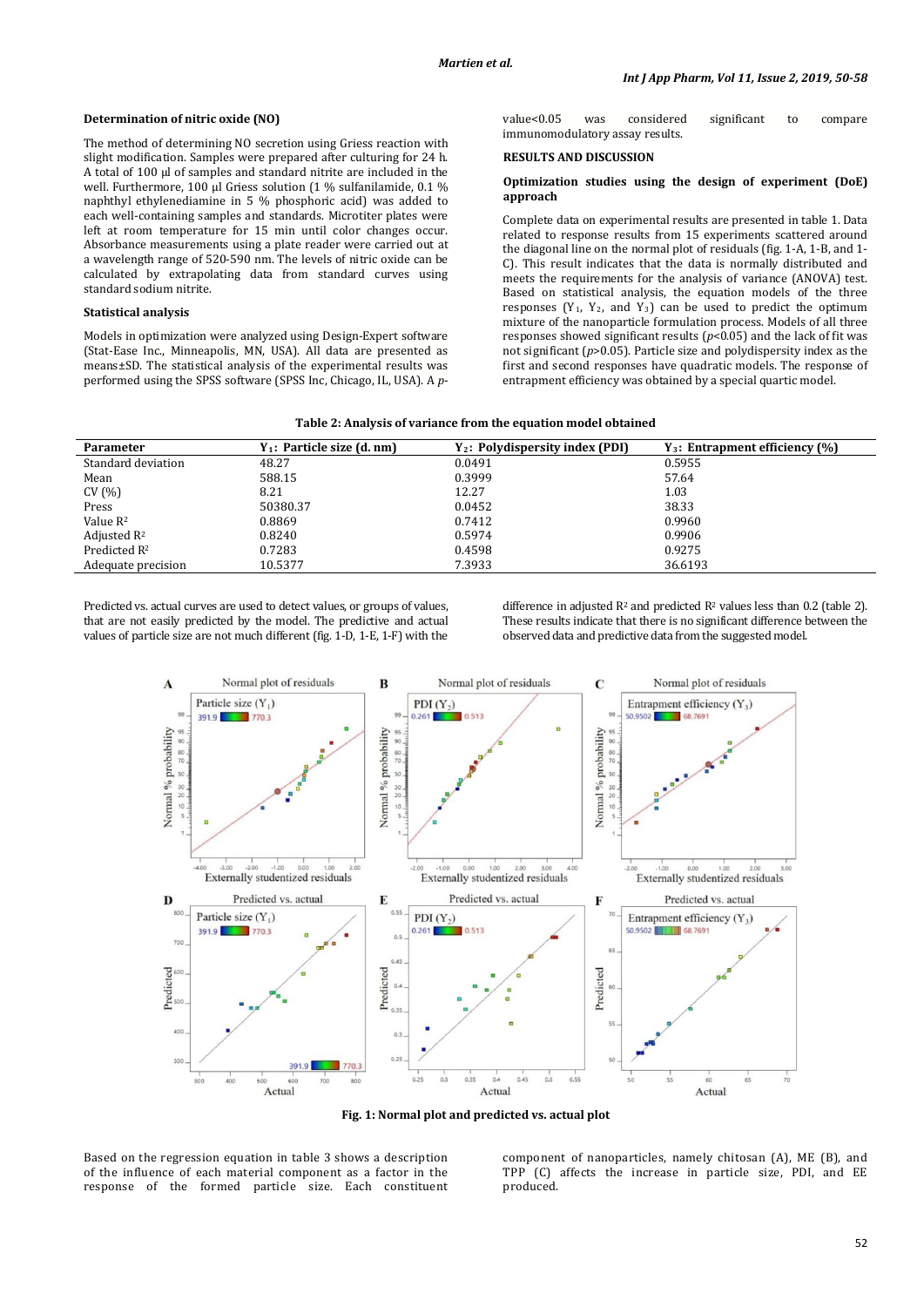### Determination of nitric oxide (NO)

The method of determining NO secretion using Griess reaction with slight modification. Samples were prepared after culturing for 24 h. A total of 100 µl of samples and standard nitrite are included in the well. Furthermore, 100 µl Griess solution (1 % sulfanilamide, 0.1 % naphthyl ethylenediamine in 5 % phosphoric acid) was added to each well-containing samples and standards. Microtiter plates were left at room temperature for 15 min until color changes occur. Absorbance measurements using a plate reader were carried out at a wavelength range of 520-590 nm. The levels of nitric oxide can be calculated by extrapolating data from standard curves using standard sodium nitrite.

### Statistical analysis

Models in optimization were analyzed using Design-Expert software (Stat-Ease Inc., Minneapolis, MN, USA). All data are presented as means±SD. The statistical analysis of the experimental results was performed using the SPSS software (SPSS Inc, Chicago, IL, USA). A p-value<0.05 was considered significant to compare immunomodulatory assay results.

## RESULTS AND DISCUSSION

### Optimization studies using the design of experiment (DoE) approach

Complete data on experimental results are presented in table 1. Data related to response results from 15 experiments scattered around the diagonal line on the normal plot of residuals (fig. 1-A, 1-B, and 1-C). This result indicates that the data is normally distributed and meets the requirements for the analysis of variance (ANOVA) test. Based on statistical analysis, the equation models of the three responses ($Y_1$, $Y_2$, and $Y_3$) can be used to predict the optimum mixture of the nanoparticle formulation process. Models of all three responses showed significant results ($p$<0.05) and the lack of fit was not significant ($p$>0.05). Particle size and polydispersity index as the first and second responses have quadratic models. The response of entrapment efficiency was obtained by a special quartic model.

**Table 2: Analysis of variance from the equation model obtained**

| Parameter | $Y_1$: Particle size (d. nm) | $Y_2$: Polydispersity index (PDI) | $Y_3$: Entrapment efficiency (%) |
|---|---|---|---|
| Standard deviation | 48.27 | 0.0491 | 0.5955 |
| Mean | 588.15 | 0.3999 | 57.64 |
| CV (%) | 8.21 | 12.27 | 1.03 |
| Press | 50380.37 | 0.0452 | 38.33 |
| Value $R^2$ | 0.8869 | 0.7412 | 0.9960 |
| Adjusted $R^2$ | 0.8240 | 0.5974 | 0.9906 |
| Predicted $R^2$ | 0.7283 | 0.4598 | 0.9275 |
| Adequate precision | 10.5377 | 7.3933 | 36.6193 |

Predicted vs. actual curves are used to detect values, or groups of values, that are not easily predicted by the model. The predictive and actual values of particle size are not much different (fig. 1-D, 1-E, 1-F) with the difference in adjusted $R^2$ and predicted $R^2$ values less than 0.2 (table 2). These results indicate that there is no significant difference between the observed data and predictive data from the suggested model.

A
Normal plot of residuals
Particle size ($Y_1$)
391.9 770.3
Normal % probability
Externally studentized residuals

B
Normal plot of residuals
PDI ($Y_2$)
0.261 0.513
Normal % probability
Externally studentized residuals

C
Normal plot of residuals
Entrapment efficiency ($Y_3$)
50.9502 68.7691
Normal % probability
Externally studentized residuals

D
Predicted vs. actual
Particle size ($Y_1$)
391.9 770.3
Predicted
Actual

E
Predicted vs. actual
PDI ($Y_2$)
0.261 0.513
Predicted
Actual

F
Predicted vs. actual
Entrapment efficiency ($Y_3$)
50.9502 68.7691
Predicted
Actual

**Fig. 1: Normal plot and predicted vs. actual plot**

Based on the regression equation in table 3 shows a description of the influence of each material component as a factor in the response of the formed particle size. Each constituent component of nanoparticles, namely chitosan (A), ME (B), and TPP (C) affects the increase in particle size, PDI, and EE produced.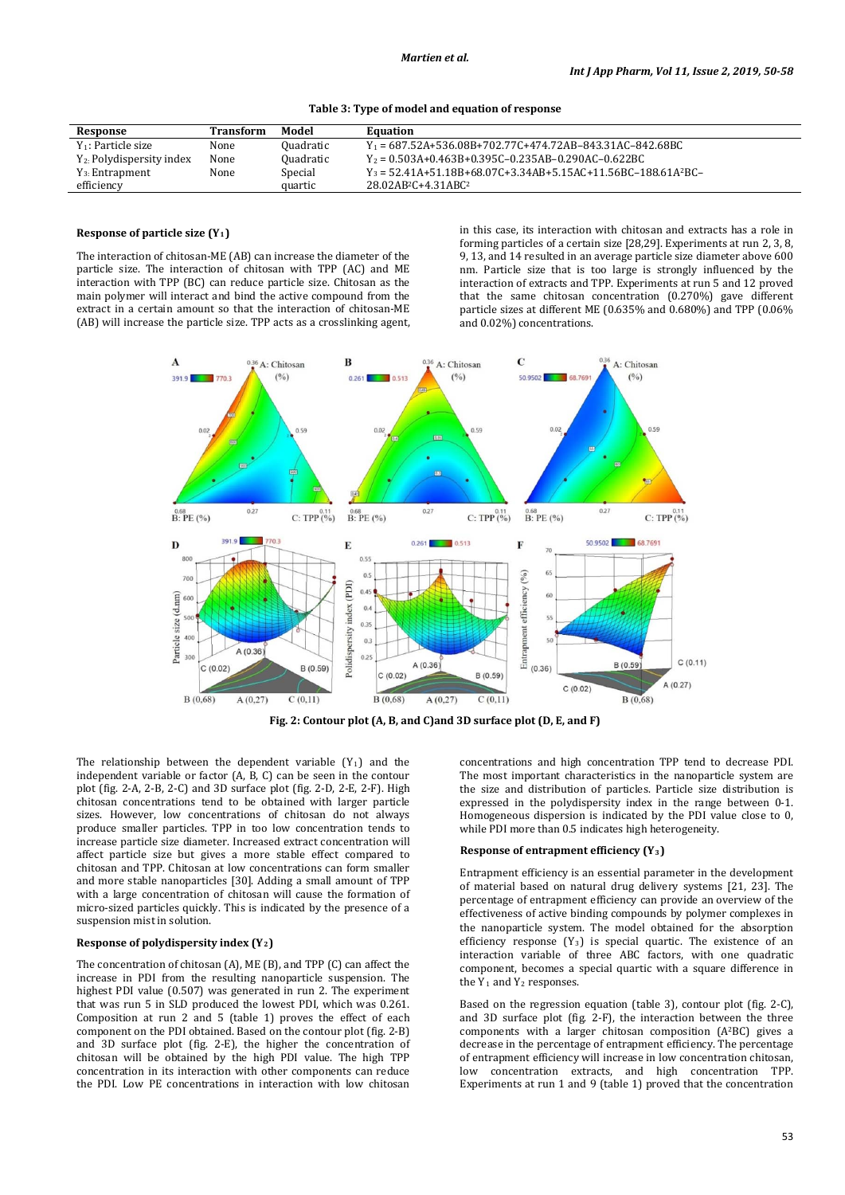**Table 3: Type of model and equation of response**

| Response | Transform | Model | Equation |
|---|---|---|---|
| $Y_1$: Particle size | None | Quadratic | $Y_1 = 687.52A + 536.08B + 702.77C + 474.72AB - 843.31AC - 842.68BC$ |
| $Y_2$: Polydispersity index | None | Quadratic | $Y_2 = 0.503A + 0.463B + 0.395C - 0.235AB - 0.290AC - 0.622BC$ |
| $Y_3$: Entrapment efficiency | None | Special quartic | $Y_3 = 52.41A + 51.18B + 68.07C + 3.34AB + 5.15AC + 11.56BC - 188.61A^2BC - 28.02AB^2C + 4.31ABC^2$ |

### Response of particle size ($Y_1$)

The interaction of chitosan-ME (AB) can increase the diameter of the particle size. The interaction of chitosan with TPP (AC) and ME interaction with TPP (BC) can reduce particle size. Chitosan as the main polymer will interact and bind the active compound from the extract in a certain amount so that the interaction of chitosan-ME (AB) will increase the particle size. TPP acts as a crosslinking agent, in this case, its interaction with chitosan and extracts has a role in forming particles of a certain size [28,29]. Experiments at run 2, 3, 8, 9, 13, and 14 resulted in an average particle size diameter above 600 nm. Particle size that is too large is strongly influenced by the interaction of extracts and TPP. Experiments at run 5 and 12 proved that the same chitosan concentration (0.270%) gave different particle sizes at different ME (0.635% and 0.680%) and TPP (0.06% and 0.02%) concentrations.

A
0.36 A: Chitosan (%)
391.9 770.3
0.02 0.59
0.68 B: PE (%) 0.27 C: TPP (%) 0.11

B
0.36 A: Chitosan (%)
0.261 0.513
0.02 0.59
0.68 B: PE (%) 0.27 C: TPP (%) 0.11

C
0.36 A: Chitosan (%)
50.9502 68.7691
0.02 0.59
0.68 B: PE (%) 0.27 C: TPP (%) 0.11

D
391.9 770.3
Particle size (d.nm)
800 700 600 500 400 300
A (0.36) C (0.02) B (0.59)
B (0,68) A (0,27) C (0,11)

E
0.261 0.513
Polidispersity index (PDI)
0.55 0.5 0.45 0.4 0.35 0.3 0.25
A (0.36) C (0.02) B (0.59)
B (0,68) A (0,27) C (0,11)

F
50.9502 68.7691
Entrapment efficiency (%)
70 65 60 55 50
(0.36) B (0.59) C (0.11)
C (0.02) A (0.27) B (0,68)

**Fig. 2: Contour plot (A, B, and C)and 3D surface plot (D, E, and F)**

The relationship between the dependent variable ($Y_1$) and the independent variable or factor (A, B, C) can be seen in the contour plot (fig. 2-A, 2-B, 2-C) and 3D surface plot (fig. 2-D, 2-E, 2-F). High chitosan concentrations tend to be obtained with larger particle sizes. However, low concentrations of chitosan do not always produce smaller particles. TPP in too low concentration tends to increase particle size diameter. Increased extract concentration will affect particle size but gives a more stable effect compared to chitosan and TPP. Chitosan at low concentrations can form smaller and more stable nanoparticles [30]. Adding a small amount of TPP with a large concentration of chitosan will cause the formation of micro-sized particles quickly. This is indicated by the presence of a suspension mist in solution.

### Response of polydispersity index ($Y_2$)

The concentration of chitosan (A), ME (B), and TPP (C) can affect the increase in PDI from the resulting nanoparticle suspension. The highest PDI value (0.507) was generated in run 2. The experiment that was run 5 in SLD produced the lowest PDI, which was 0.261. Composition at run 2 and 5 (table 1) proves the effect of each component on the PDI obtained. Based on the contour plot (fig. 2-B) and 3D surface plot (fig. 2-E), the higher the concentration of chitosan will be obtained by the high PDI value. The high TPP concentration in its interaction with other components can reduce the PDI. Low PE concentrations in interaction with low chitosan concentrations and high concentration TPP tend to decrease PDI. The most important characteristics in the nanoparticle system are the size and distribution of particles. Particle size distribution is expressed in the polydispersity index in the range between 0-1. Homogeneous dispersion is indicated by the PDI value close to 0, while PDI more than 0.5 indicates high heterogeneity.

### Response of entrapment efficiency ($Y_3$)

Entrapment efficiency is an essential parameter in the development of material based on natural drug delivery systems [21, 23]. The percentage of entrapment efficiency can provide an overview of the effectiveness of active binding compounds by polymer complexes in the nanoparticle system. The model obtained for the absorption efficiency response ($Y_3$) is special quartic. The existence of an interaction variable of three ABC factors, with one quadratic component, becomes a special quartic with a square difference in the $Y_1$ and $Y_2$ responses.

Based on the regression equation (table 3), contour plot (fig. 2-C), and 3D surface plot (fig. 2-F), the interaction between the three components with a larger chitosan composition ($A^2BC$) gives a decrease in the percentage of entrapment efficiency. The percentage of entrapment efficiency will increase in low concentration chitosan, low concentration extracts, and high concentration TPP. Experiments at run 1 and 9 (table 1) proved that the concentration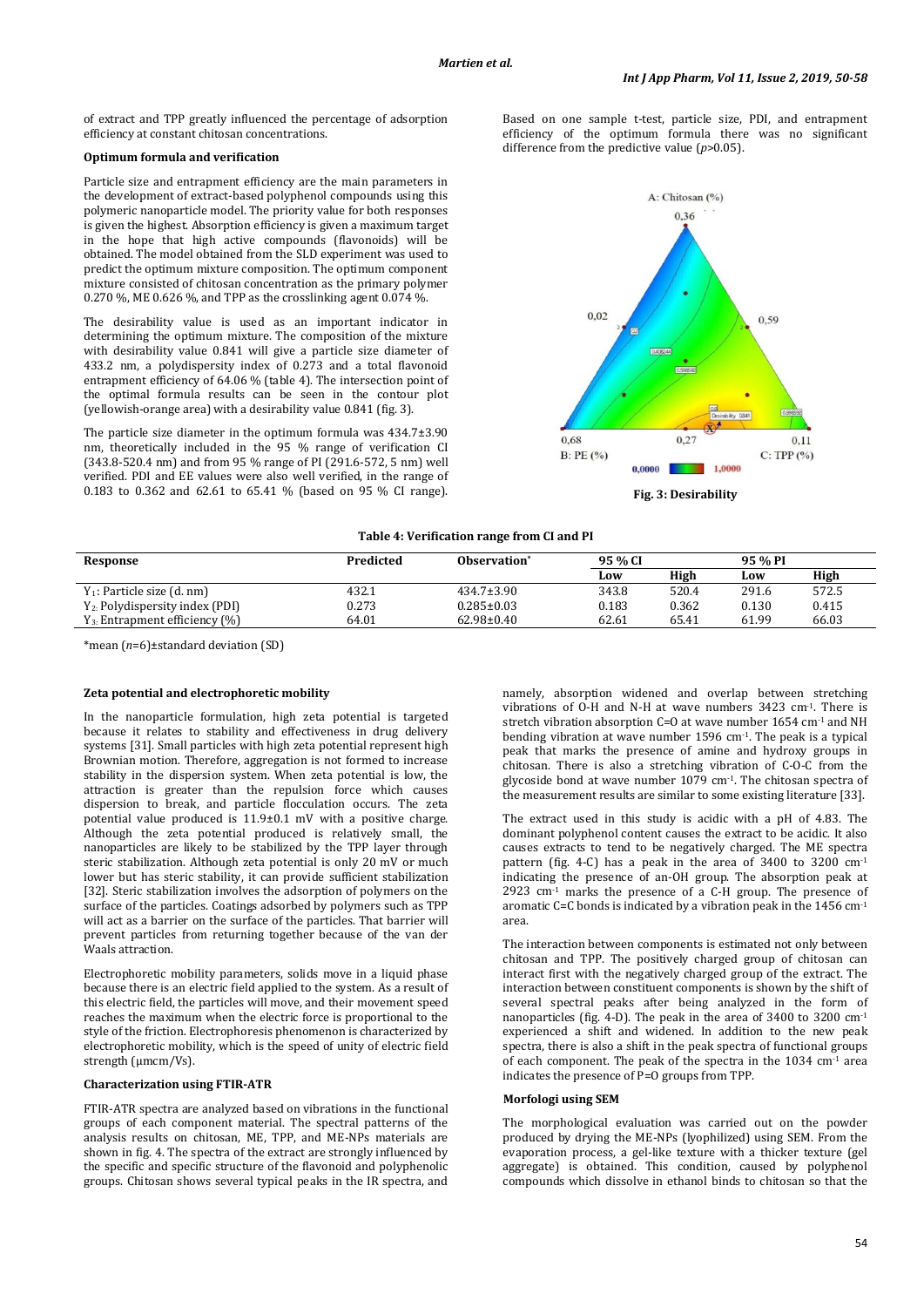of extract and TPP greatly influenced the percentage of adsorption efficiency at constant chitosan concentrations.

### Optimum formula and verification

Particle size and entrapment efficiency are the main parameters in the development of extract-based polyphenol compounds using this polymeric nanoparticle model. The priority value for both responses is given the highest. Absorption efficiency is given a maximum target in the hope that high active compounds (flavonoids) will be obtained. The model obtained from the SLD experiment was used to predict the optimum mixture composition. The optimum component mixture consisted of chitosan concentration as the primary polymer 0.270 %, ME 0.626 %, and TPP as the crosslinking agent 0.074 %.

The desirability value is used as an important indicator in determining the optimum mixture. The composition of the mixture with desirability value 0.841 will give a particle size diameter of 433.2 nm, a polydispersity index of 0.273 and a total flavonoid entrapment efficiency of 64.06 % (table 4). The intersection point of the optimal formula results can be seen in the contour plot (yellowish-orange area) with a desirability value 0.841 (fig. 3).

The particle size diameter in the optimum formula was 434.7±3.90 nm, theoretically included in the 95 % range of verification CI (343.8-520.4 nm) and from 95 % range of PI (291.6-572, 5 nm) well verified. PDI and EE values were also well verified, in the range of 0.183 to 0.362 and 62.61 to 65.41 % (based on 95 % CI range). Based on one sample t-test, particle size, PDI, and entrapment efficiency of the optimum formula there was no significant difference from the predictive value ($p$>0.05).

Fig. 3: Desirability

**Table 4: Verification range from CI and PI**

| Response | Predicted | Observation* | 95 % CI | | 95 % PI | |
|---|---|---|---|---|---|---|
| | | | Low | High | Low | High |
| $Y_1$: Particle size (d. nm) | 432.1 | 434.7±3.90 | 343.8 | 520.4 | 291.6 | 572.5 |
| $Y_2$: Polydispersity index (PDI) | 0.273 | 0.285±0.03 | 0.183 | 0.362 | 0.130 | 0.415 |
| $Y_3$: Entrapment efficiency (%) | 64.01 | 62.98±0.40 | 62.61 | 65.41 | 61.99 | 66.03 |

*mean ($n$=6)±standard deviation (SD)

### Zeta potential and electrophoretic mobility

In the nanoparticle formulation, high zeta potential is targeted because it relates to stability and effectiveness in drug delivery systems [31]. Small particles with high zeta potential represent high Brownian motion. Therefore, aggregation is not formed to increase stability in the dispersion system. When zeta potential is low, the attraction is greater than the repulsion force which causes dispersion to break, and particle flocculation occurs. The zeta potential value produced is 11.9±0.1 mV with a positive charge. Although the zeta potential produced is relatively small, the nanoparticles are likely to be stabilized by the TPP layer through steric stabilization. Although zeta potential is only 20 mV or much lower but has steric stability, it can provide sufficient stabilization [32]. Steric stabilization involves the adsorption of polymers on the surface of the particles. Coatings adsorbed by polymers such as TPP will act as a barrier on the surface of the particles. That barrier will prevent particles from returning together because of the van der Waals attraction.

Electrophoretic mobility parameters, solids move in a liquid phase because there is an electric field applied to the system. As a result of this electric field, the particles will move, and their movement speed reaches the maximum when the electric force is proportional to the style of the friction. Electrophoresis phenomenon is characterized by electrophoretic mobility, which is the speed of unity of electric field strength (µmcm/Vs).

### Characterization using FTIR-ATR

FTIR-ATR spectra are analyzed based on vibrations in the functional groups of each component material. The spectral patterns of the analysis results on chitosan, ME, TPP, and ME-NPs materials are shown in fig. 4. The spectra of the extract are strongly influenced by the specific and specific structure of the flavonoid and polyphenolic groups. Chitosan shows several typical peaks in the IR spectra, and namely, absorption widened and overlap between stretching vibrations of O-H and N-H at wave numbers 3423 $cm^{-1}$. There is stretch vibration absorption C=O at wave number 1654 $cm^{-1}$ and NH bending vibration at wave number 1596 $cm^{-1}$. The peak is a typical peak that marks the presence of amine and hydroxy groups in chitosan. There is also a stretching vibration of C-O-C from the glycoside bond at wave number 1079 $cm^{-1}$. The chitosan spectra of the measurement results are similar to some existing literature [33].

The extract used in this study is acidic with a pH of 4.83. The dominant polyphenol content causes the extract to be acidic. It also causes extracts to tend to be negatively charged. The ME spectra pattern (fig. 4-C) has a peak in the area of 3400 to 3200 $cm^{-1}$ indicating the presence of an-OH group. The absorption peak at 2923 $cm^{-1}$ marks the presence of a C-H group. The presence of aromatic C=C bonds is indicated by a vibration peak in the 1456 $cm^{-1}$ area.

The interaction between components is estimated not only between chitosan and TPP. The positively charged group of chitosan can interact first with the negatively charged group of the extract. The interaction between constituent components is shown by the shift of several spectral peaks after being analyzed in the form of nanoparticles (fig. 4-D). The peak in the area of 3400 to 3200 $cm^{-1}$ experienced a shift and widened. In addition to the new peak spectra, there is also a shift in the peak spectra of functional groups of each component. The peak of the spectra in the 1034 $cm^{-1}$ area indicates the presence of P=O groups from TPP.

### Morfologi using SEM

The morphological evaluation was carried out on the powder produced by drying the ME-NPs (lyophilized) using SEM. From the evaporation process, a gel-like texture with a thicker texture (gel aggregate) is obtained. This condition, caused by polyphenol compounds which dissolve in ethanol binds to chitosan so that the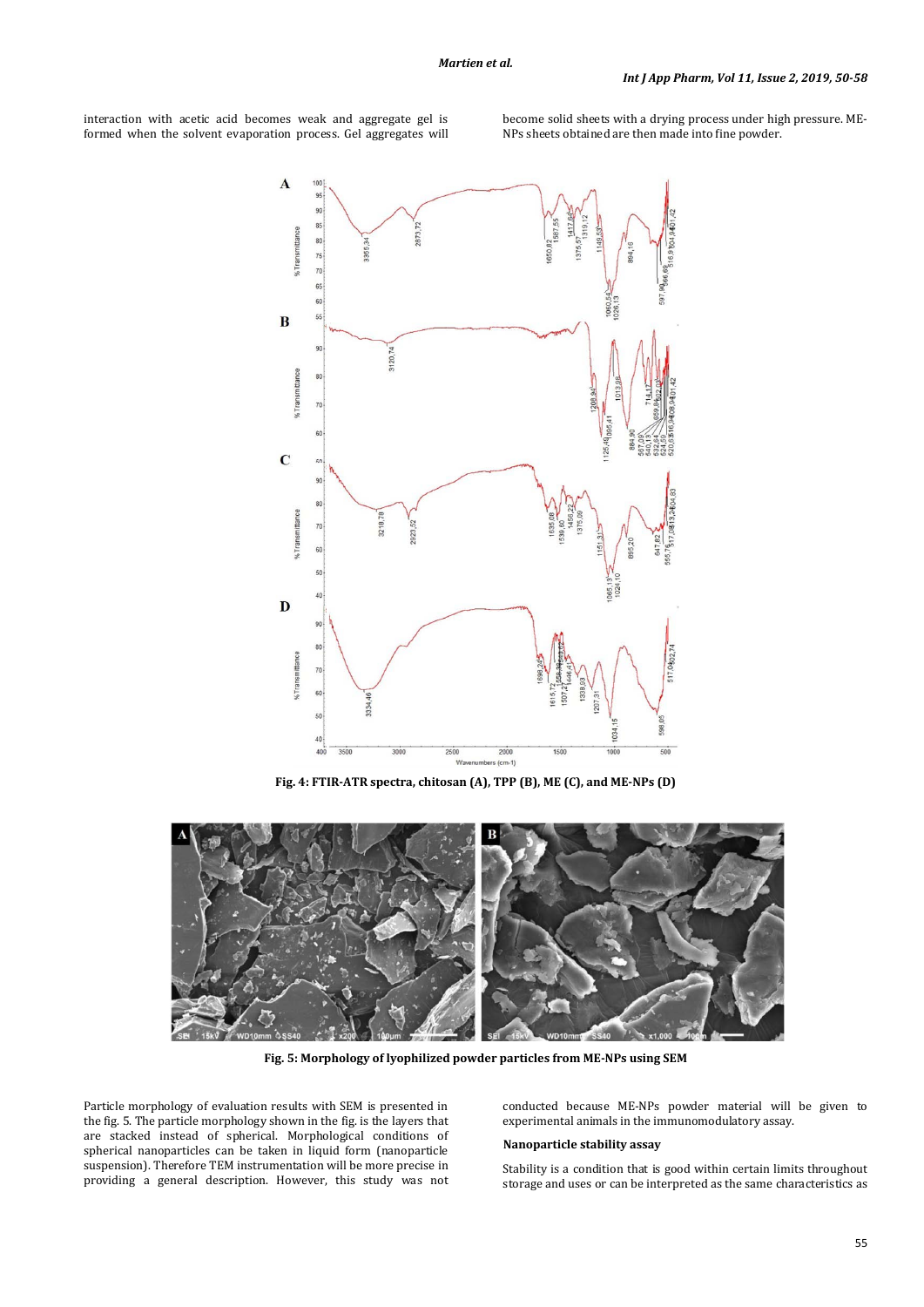interaction with acetic acid becomes weak and aggregate gel is formed when the solvent evaporation process. Gel aggregates will become solid sheets with a drying process under high pressure. ME-NPs sheets obtained are then made into fine powder.

**Fig. 4: FTIR-ATR spectra, chitosan (A), TPP (B), ME (C), and ME-NPs (D)**

**Fig. 5: Morphology of lyophilized powder particles from ME-NPs using SEM**

Particle morphology of evaluation results with SEM is presented in the fig. 5. The particle morphology shown in the fig. is the layers that are stacked instead of spherical. Morphological conditions of spherical nanoparticles can be taken in liquid form (nanoparticle suspension). Therefore TEM instrumentation will be more precise in providing a general description. However, this study was not conducted because ME-NPs powder material will be given to experimental animals in the immunomodulatory assay.

### Nanoparticle stability assay

Stability is a condition that is good within certain limits throughout storage and uses or can be interpreted as the same characteristics as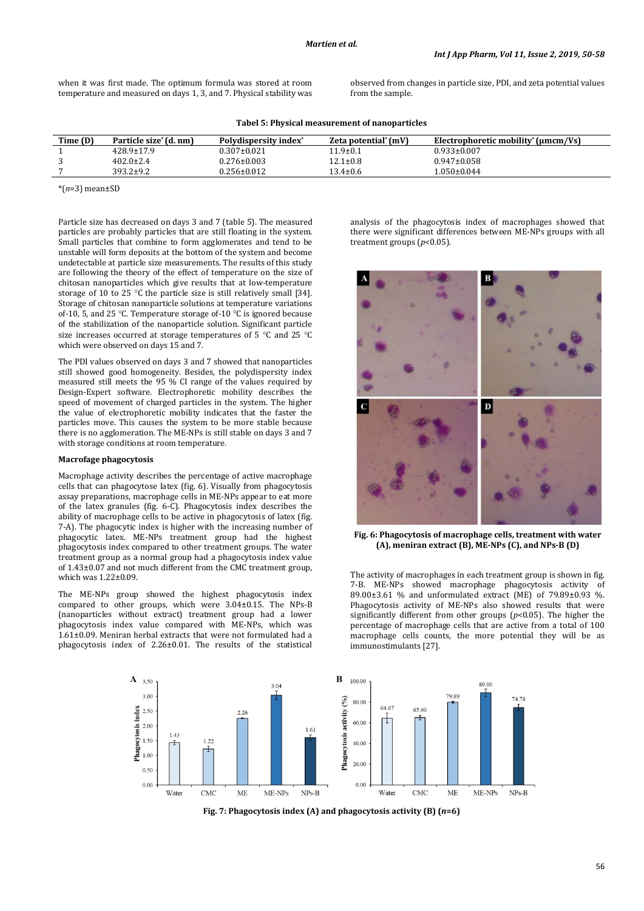when it was first made. The optimum formula was stored at room temperature and measured on days 1, 3, and 7. Physical stability was observed from changes in particle size, PDI, and zeta potential values from the sample.

**Tabel 5: Physical measurement of nanoparticles**

| Time (D) | Particle size* (d. nm) | Polydispersity index* | Zeta potential* (mV) | Electrophoretic mobility* (µmcm/Vs) |
|---|---|---|---|---|
| 1 | 428.9±17.9 | 0.307±0.021 | 11.9±0.1 | 0.933±0.007 |
| 3 | 402.0±2.4 | 0.276±0.003 | 12.1±0.8 | 0.947±0.058 |
| 7 | 393.2±9.2 | 0.256±0.012 | 13.4±0.6 | 1.050±0.044 |

*(*n*=3) mean±SD

Particle size has decreased on days 3 and 7 (table 5). The measured particles are probably particles that are still floating in the system. Small particles that combine to form agglomerates and tend to be unstable will form deposits at the bottom of the system and become undetectable at particle size measurements. The results of this study are following the theory of the effect of temperature on the size of chitosan nanoparticles which give results that at low-temperature storage of 10 to 25 °C the particle size is still relatively small [34]. Storage of chitosan nanoparticle solutions at temperature variations of-10, 5, and 25 °C. Temperature storage of-10 °C is ignored because of the stabilization of the nanoparticle solution. Significant particle size increases occurred at storage temperatures of 5 °C and 25 °C which were observed on days 15 and 7.

The PDI values observed on days 3 and 7 showed that nanoparticles still showed good homogeneity. Besides, the polydispersity index measured still meets the 95 % CI range of the values required by Design-Expert software. Electrophoretic mobility describes the speed of movement of charged particles in the system. The higher the value of electrophoretic mobility indicates that the faster the particles move. This causes the system to be more stable because there is no agglomeration. The ME-NPs is still stable on days 3 and 7 with storage conditions at room temperature.

**Macrofage phagocytosis**

Macrophage activity describes the percentage of active macrophage cells that can phagocytose latex (fig. 6). Visually from phagocytosis assay preparations, macrophage cells in ME-NPs appear to eat more of the latex granules (fig. 6-C). Phagocytosis index describes the ability of macrophage cells to be active in phagocytosis of latex (fig. 7-A). The phagocytic index is higher with the increasing number of phagocytic latex. ME-NPs treatment group had the highest phagocytosis index compared to other treatment groups. The water treatment group as a normal group had a phagocytosis index value of 1.43±0.07 and not much different from the CMC treatment group, which was 1.22±0.09.

The ME-NPs group showed the highest phagocytosis index compared to other groups, which were 3.04±0.15. The NPs-B (nanoparticles without extract) treatment group had a lower phagocytosis index value compared with ME-NPs, which was 1.61±0.09. Meniran herbal extracts that were not formulated had a phagocytosis index of 2.26±0.01. The results of the statistical analysis of the phagocytosis index of macrophages showed that there were significant differences between ME-NPs groups with all treatment groups ($p$<0.05).

**Fig. 6: Phagocytosis of macrophage cells, treatment with water (A), meniran extract (B), ME-NPs (C), and NPs-B (D)**

The activity of macrophages in each treatment group is shown in fig. 7-B. ME-NPs showed macrophage phagocytosis activity of 89.00±3.61 % and unformulated extract (ME) of 79.89±0.93 %. Phagocytosis activity of ME-NPs also showed results that were significantly different from other groups ($p$<0.05). The higher the percentage of macrophage cells that are active from a total of 100 macrophage cells counts, the more potential they will be as immunostimulants [27].

A
Phagocytosis index
3.50
3.00
2.50
2.00
1.50
1.00
0.50
0.00
1.43
1.22
2.26
3.04
1.61
Water CMC ME ME-NPs NPs-B

B
Phagocytosis activity (%)
100.00
80.00
60.00
40.00
20.00
0.00
64.67
65.00
79.89
89.00
74.78
Water CMC ME ME-NPs NPs-B

**Fig. 7: Phagocytosis index (A) and phagocytosis activity (B) (*n*=6)**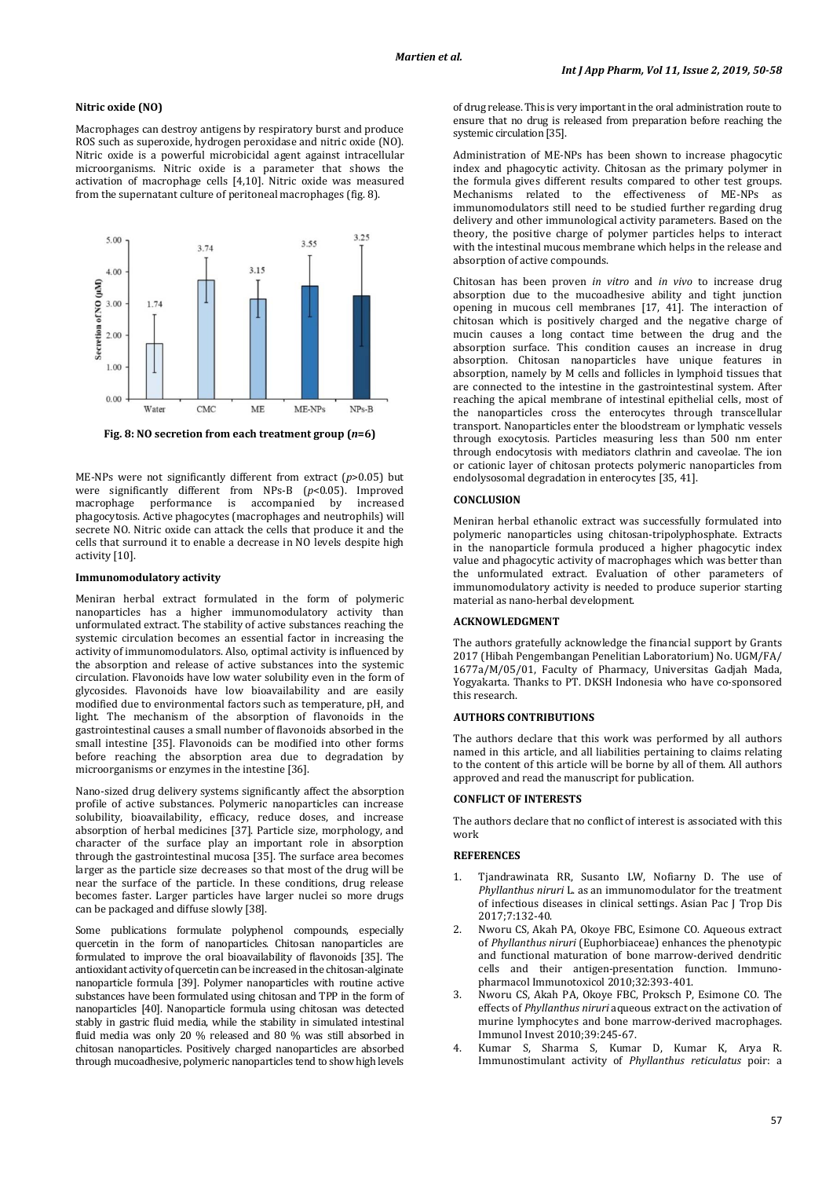### Nitric oxide (NO)

Macrophages can destroy antigens by respiratory burst and produce ROS such as superoxide, hydrogen peroxidase and nitric oxide (NO). Nitric oxide is a powerful microbicidal agent against intracellular microorganisms. Nitric oxide is a parameter that shows the activation of macrophage cells [4,10]. Nitric oxide was measured from the supernatant culture of peritoneal macrophages (fig. 8).

Secretion of NO (µM)
5.00
4.00
3.00
2.00
1.00
0.00
1.74
3.74
3.15
3.55
3.25
Water
CMC
ME
ME-NPs
NPs-B

**Fig. 8: NO secretion from each treatment group ($n$=6)**

ME-NPs were not significantly different from extract ($p$>0.05) but were significantly different from NPs-B ($p$<0.05). Improved macrophage performance is accompanied by increased phagocytosis. Active phagocytes (macrophages and neutrophils) will secrete NO. Nitric oxide can attack the cells that produce it and the cells that surround it to enable a decrease in NO levels despite high activity [10].

### Immunomodulatory activity

Meniran herbal extract formulated in the form of polymeric nanoparticles has a higher immunomodulatory activity than unformulated extract. The stability of active substances reaching the systemic circulation becomes an essential factor in increasing the activity of immunomodulators. Also, optimal activity is influenced by the absorption and release of active substances into the systemic circulation. Flavonoids have low water solubility even in the form of glycosides. Flavonoids have low bioavailability and are easily modified due to environmental factors such as temperature, pH, and light. The mechanism of the absorption of flavonoids in the gastrointestinal causes a small number of flavonoids absorbed in the small intestine [35]. Flavonoids can be modified into other forms before reaching the absorption area due to degradation by microorganisms or enzymes in the intestine [36].

Nano-sized drug delivery systems significantly affect the absorption profile of active substances. Polymeric nanoparticles can increase solubility, bioavailability, efficacy, reduce doses, and increase absorption of herbal medicines [37]. Particle size, morphology, and character of the surface play an important role in absorption through the gastrointestinal mucosa [35]. The surface area becomes larger as the particle size decreases so that most of the drug will be near the surface of the particle. In these conditions, drug release becomes faster. Larger particles have larger nuclei so more drugs can be packaged and diffuse slowly [38].

Some publications formulate polyphenol compounds, especially quercetin in the form of nanoparticles. Chitosan nanoparticles are formulated to improve the oral bioavailability of flavonoids [35]. The antioxidant activity of quercetin can be increased in the chitosan-alginate nanoparticle formula [39]. Polymer nanoparticles with routine active substances have been formulated using chitosan and TPP in the form of nanoparticles [40]. Nanoparticle formula using chitosan was detected stably in gastric fluid media, while the stability in simulated intestinal fluid media was only 20 % released and 80 % was still absorbed in chitosan nanoparticles. Positively charged nanoparticles are absorbed through mucoadhesive, polymeric nanoparticles tend to show high levels of drug release. This is very important in the oral administration route to ensure that no drug is released from preparation before reaching the systemic circulation [35].

Administration of ME-NPs has been shown to increase phagocytic index and phagocytic activity. Chitosan as the primary polymer in the formula gives different results compared to other test groups. Mechanisms related to the effectiveness of ME-NPs as immunomodulators still need to be studied further regarding drug delivery and other immunological activity parameters. Based on the theory, the positive charge of polymer particles helps to interact with the intestinal mucous membrane which helps in the release and absorption of active compounds.

Chitosan has been proven *in vitro* and *in vivo* to increase drug absorption due to the mucoadhesive ability and tight junction opening in mucous cell membranes [17, 41]. The interaction of chitosan which is positively charged and the negative charge of mucin causes a long contact time between the drug and the absorption surface. This condition causes an increase in drug absorption. Chitosan nanoparticles have unique features in absorption, namely by M cells and follicles in lymphoid tissues that are connected to the intestine in the gastrointestinal system. After reaching the apical membrane of intestinal epithelial cells, most of the nanoparticles cross the enterocytes through transcellular transport. Nanoparticles enter the bloodstream or lymphatic vessels through exocytosis. Particles measuring less than 500 nm enter through endocytosis with mediators clathrin and caveolae. The ion or cationic layer of chitosan protects polymeric nanoparticles from endolysosomal degradation in enterocytes [35, 41].

## CONCLUSION

Meniran herbal ethanolic extract was successfully formulated into polymeric nanoparticles using chitosan-tripolyphosphate. Extracts in the nanoparticle formula produced a higher phagocytic index value and phagocytic activity of macrophages which was better than the unformulated extract. Evaluation of other parameters of immunomodulatory activity is needed to produce superior starting material as nano-herbal development.

## ACKNOWLEDGMENT

The authors gratefully acknowledge the financial support by Grants 2017 (Hibah Pengembangan Penelitian Laboratorium) No. UGM/FA/1677a/M/05/01, Faculty of Pharmacy, Universitas Gadjah Mada, Yogyakarta. Thanks to PT. DKSH Indonesia who have co-sponsored this research.

## AUTHORS CONTRIBUTIONS

The authors declare that this work was performed by all authors named in this article, and all liabilities pertaining to claims relating to the content of this article will be borne by all of them. All authors approved and read the manuscript for publication.

## CONFLICT OF INTERESTS

The authors declare that no conflict of interest is associated with this work

## REFERENCES

1. Tjandrawinata RR, Susanto LW, Nofiarny D. The use of *Phyllanthus niruri* L. as an immunomodulator for the treatment of infectious diseases in clinical settings. Asian Pac J Trop Dis 2017;7:132-40.
2. Nworu CS, Akah PA, Okoye FBC, Esimone CO. Aqueous extract of *Phyllanthus niruri* (Euphorbiaceae) enhances the phenotypic and functional maturation of bone marrow-derived dendritic cells and their antigen-presentation function. Immunopharmacol Immunotoxicol 2010;32:393-401.
3. Nworu CS, Akah PA, Okoye FBC, Proksch P, Esimone CO. The effects of *Phyllanthus niruri* aqueous extract on the activation of murine lymphocytes and bone marrow-derived macrophages. Immunol Invest 2010;39:245-67.
4. Kumar S, Sharma S, Kumar D, Kumar K, Arya R. Immunostimulant activity of *Phyllanthus reticulatus* poir: a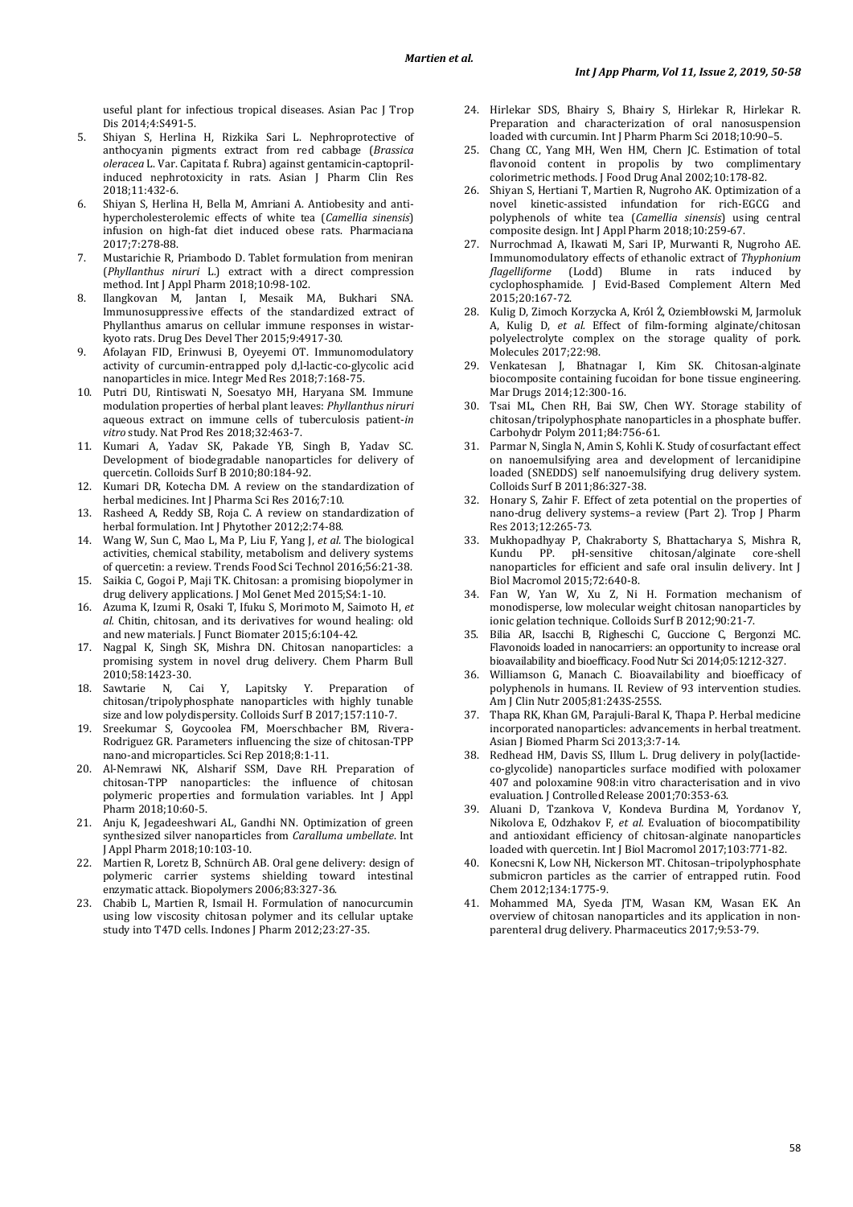useful plant for infectious tropical diseases. Asian Pac J Trop Dis 2014;4:S491-5.

5. Shiyan S, Herlina H, Rizkika Sari L. Nephroprotective of anthocyanin pigments extract from red cabbage (*Brassica oleracea* L. Var. Capitata f. Rubra) against gentamicin-captopril-induced nephrotoxicity in rats. Asian J Pharm Clin Res 2018;11:432-6.
6. Shiyan S, Herlina H, Bella M, Amriani A. Antiobesity and anti-hypercholesterolemic effects of white tea (*Camellia sinensis*) infusion on high-fat diet induced obese rats. Pharmaciana 2017;7:278-88.
7. Mustarichie R, Priambodo D. Tablet formulation from meniran (*Phyllanthus niruri* L.) extract with a direct compression method. Int J Appl Pharm 2018;10:98-102.
8. Ilangkovan M, Jantan I, Mesaik MA, Bukhari SNA. Immunosuppressive effects of the standardized extract of Phyllanthus amarus on cellular immune responses in wistar-kyoto rats. Drug Des Devel Ther 2015;9:4917-30.
9. Afolayan FID, Erinwusi B, Oyeyemi OT. Immunomodulatory activity of curcumin-entrapped poly d,l-lactic-co-glycolic acid nanoparticles in mice. Integr Med Res 2018;7:168-75.
10. Putri DU, Rintiswati N, Soesatyo MH, Haryana SM. Immune modulation properties of herbal plant leaves: *Phyllanthus niruri* aqueous extract on immune cells of tuberculosis patient-*in vitro* study. Nat Prod Res 2018;32:463-7.
11. Kumari A, Yadav SK, Pakade YB, Singh B, Yadav SC. Development of biodegradable nanoparticles for delivery of quercetin. Colloids Surf B 2010;80:184-92.
12. Kumari DR, Kotecha DM. A review on the standardization of herbal medicines. Int J Pharma Sci Res 2016;7:10.
13. Rasheed A, Reddy SB, Roja C. A review on standardization of herbal formulation. Int J Phytother 2012;2:74-88.
14. Wang W, Sun C, Mao L, Ma P, Liu F, Yang J, *et al.* The biological activities, chemical stability, metabolism and delivery systems of quercetin: a review. Trends Food Sci Technol 2016;56:21-38.
15. Saikia C, Gogoi P, Maji TK. Chitosan: a promising biopolymer in drug delivery applications. J Mol Genet Med 2015;S4:1-10.
16. Azuma K, Izumi R, Osaki T, Ifuku S, Morimoto M, Saimoto H, *et al.* Chitin, chitosan, and its derivatives for wound healing: old and new materials. J Funct Biomater 2015;6:104-42.
17. Nagpal K, Singh SK, Mishra DN. Chitosan nanoparticles: a promising system in novel drug delivery. Chem Pharm Bull 2010;58:1423-30.
18. Sawtarie N, Cai Y, Lapitsky Y. Preparation of chitosan/tripolyphosphate nanoparticles with highly tunable size and low polydispersity. Colloids Surf B 2017;157:110-7.
19. Sreekumar S, Goycoolea FM, Moerschbacher BM, Rivera-Rodriguez GR. Parameters influencing the size of chitosan-TPP nano-and microparticles. Sci Rep 2018;8:1-11.
20. Al-Nemrawi NK, Alsharif SSM, Dave RH. Preparation of chitosan-TPP nanoparticles: the influence of chitosan polymeric properties and formulation variables. Int J Appl Pharm 2018;10:60-5.
21. Anju K, Jegadeeshwari AL, Gandhi NN. Optimization of green synthesized silver nanoparticles from *Caralluma umbellate*. Int J Appl Pharm 2018;10:103-10.
22. Martien R, Loretz B, Schnürch AB. Oral gene delivery: design of polymeric carrier systems shielding toward intestinal enzymatic attack. Biopolymers 2006;83:327-36.
23. Chabib L, Martien R, Ismail H. Formulation of nanocurcumin using low viscosity chitosan polymer and its cellular uptake study into T47D cells. Indones J Pharm 2012;23:27-35.
24. Hirlekar SDS, Bhairy S, Bhairy S, Hirlekar R, Hirlekar R. Preparation and characterization of oral nanosuspension loaded with curcumin. Int J Pharm Pharm Sci 2018;10:90–5.
25. Chang CC, Yang MH, Wen HM, Chern JC. Estimation of total flavonoid content in propolis by two complimentary colorimetric methods. J Food Drug Anal 2002;10:178-82.
26. Shiyan S, Hertiani T, Martien R, Nugroho AK. Optimization of a novel kinetic-assisted infundation for rich-EGCG and polyphenols of white tea (*Camellia sinensis*) using central composite design. Int J Appl Pharm 2018;10:259-67.
27. Nurrochmad A, Ikawati M, Sari IP, Murwanti R, Nugroho AE. Immunomodulatory effects of ethanolic extract of *Thyphonium flagelliforme* (Lodd) Blume in rats induced by cyclophosphamide. J Evid-Based Complement Altern Med 2015;20:167-72.
28. Kulig D, Zimoch Korzycka A, Król Ż, Oziembłowski M, Jarmoluk A, Kulig D, *et al.* Effect of film-forming alginate/chitosan polyelectrolyte complex on the storage quality of pork. Molecules 2017;22:98.
29. Venkatesan J, Bhatnagar I, Kim SK. Chitosan-alginate biocomposite containing fucoidan for bone tissue engineering. Mar Drugs 2014;12:300-16.
30. Tsai ML, Chen RH, Bai SW, Chen WY. Storage stability of chitosan/tripolyphosphate nanoparticles in a phosphate buffer. Carbohydr Polym 2011;84:756-61.
31. Parmar N, Singla N, Amin S, Kohli K. Study of cosurfactant effect on nanoemulsifying area and development of lercanidipine loaded (SNEDDS) self nanoemulsifying drug delivery system. Colloids Surf B 2011;86:327-38.
32. Honary S, Zahir F. Effect of zeta potential on the properties of nano-drug delivery systems– a review (Part 2). Trop J Pharm Res 2013;12:265-73.
33. Mukhopadhyay P, Chakraborty S, Bhattacharya S, Mishra R, Kundu PP. pH-sensitive chitosan/alginate core-shell nanoparticles for efficient and safe oral insulin delivery. Int J Biol Macromol 2015;72:640-8.
34. Fan W, Yan W, Xu Z, Ni H. Formation mechanism of monodisperse, low molecular weight chitosan nanoparticles by ionic gelation technique. Colloids Surf B 2012;90:21-7.
35. Bilia AR, Isacchi B, Righeschi C, Guccione C, Bergonzi MC. Flavonoids loaded in nanocarriers: an opportunity to increase oral bioavailability and bioefficacy. Food Nutr Sci 2014;05:1212-327.
36. Williamson G, Manach C. Bioavailability and bioefficacy of polyphenols in humans. II. Review of 93 intervention studies. Am J Clin Nutr 2005;81:243S-255S.
37. Thapa RK, Khan GM, Parajuli-Baral K, Thapa P. Herbal medicine incorporated nanoparticles: advancements in herbal treatment. Asian J Biomed Pharm Sci 2013;3:7-14.
38. Redhead HM, Davis SS, Illum L. Drug delivery in poly(lactide-co-glycolide) nanoparticles surface modified with poloxamer 407 and poloxamine 908:in vitro characterisation and in vivo evaluation. J Controlled Release 2001;70:353-63.
39. Aluani D, Tzankova V, Kondeva Burdina M, Yordanov Y, Nikolova E, Odzhakov F, *et al.* Evaluation of biocompatibility and antioxidant efficiency of chitosan-alginate nanoparticles loaded with quercetin. Int J Biol Macromol 2017;103:771-82.
40. Konecsni K, Low NH, Nickerson MT. Chitosan–tripolyphosphate submicron particles as the carrier of entrapped rutin. Food Chem 2012;134:1775-9.
41. Mohammed MA, Syeda JTM, Wasan KM, Wasan EK. An overview of chitosan nanoparticles and its application in non-parenteral drug delivery. Pharmaceutics 2017;9:53-79.